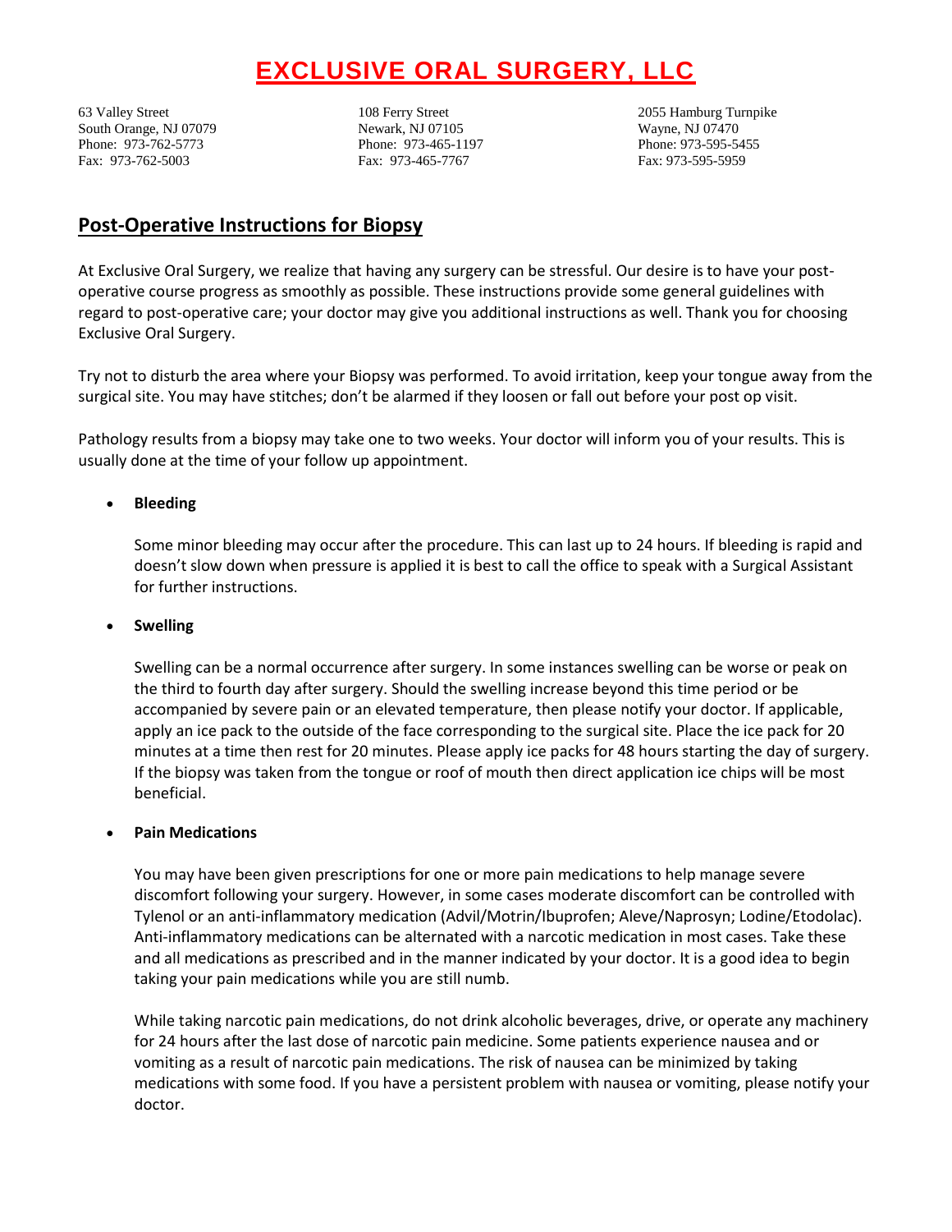# EXCLUSIVE ORAL SURGERY, LLC

63 Valley Street
South Orange, NJ 07079
Phone: 973-762-5773
Fax: 973-762-5003

108 Ferry Street
Newark, NJ 07105
Phone: 973-465-1197
Fax: 973-465-7767

2055 Hamburg Turnpike
Wayne, NJ 07470
Phone: 973-595-5455
Fax: 973-595-5959

## Post-Operative Instructions for Biopsy

At Exclusive Oral Surgery, we realize that having any surgery can be stressful. Our desire is to have your post-operative course progress as smoothly as possible. These instructions provide some general guidelines with regard to post-operative care; your doctor may give you additional instructions as well. Thank you for choosing Exclusive Oral Surgery.

Try not to disturb the area where your Biopsy was performed. To avoid irritation, keep your tongue away from the surgical site. You may have stitches; don't be alarmed if they loosen or fall out before your post op visit.

Pathology results from a biopsy may take one to two weeks. Your doctor will inform you of your results. This is usually done at the time of your follow up appointment.

- **Bleeding**

  Some minor bleeding may occur after the procedure. This can last up to 24 hours. If bleeding is rapid and doesn't slow down when pressure is applied it is best to call the office to speak with a Surgical Assistant for further instructions.

- **Swelling**

  Swelling can be a normal occurrence after surgery. In some instances swelling can be worse or peak on the third to fourth day after surgery. Should the swelling increase beyond this time period or be accompanied by severe pain or an elevated temperature, then please notify your doctor. If applicable, apply an ice pack to the outside of the face corresponding to the surgical site. Place the ice pack for 20 minutes at a time then rest for 20 minutes. Please apply ice packs for 48 hours starting the day of surgery. If the biopsy was taken from the tongue or roof of mouth then direct application ice chips will be most beneficial.

- **Pain Medications**

  You may have been given prescriptions for one or more pain medications to help manage severe discomfort following your surgery. However, in some cases moderate discomfort can be controlled with Tylenol or an anti-inflammatory medication (Advil/Motrin/Ibuprofen; Aleve/Naprosyn; Lodine/Etodolac). Anti-inflammatory medications can be alternated with a narcotic medication in most cases. Take these and all medications as prescribed and in the manner indicated by your doctor. It is a good idea to begin taking your pain medications while you are still numb.

  While taking narcotic pain medications, do not drink alcoholic beverages, drive, or operate any machinery for 24 hours after the last dose of narcotic pain medicine. Some patients experience nausea and or vomiting as a result of narcotic pain medications. The risk of nausea can be minimized by taking medications with some food. If you have a persistent problem with nausea or vomiting, please notify your doctor.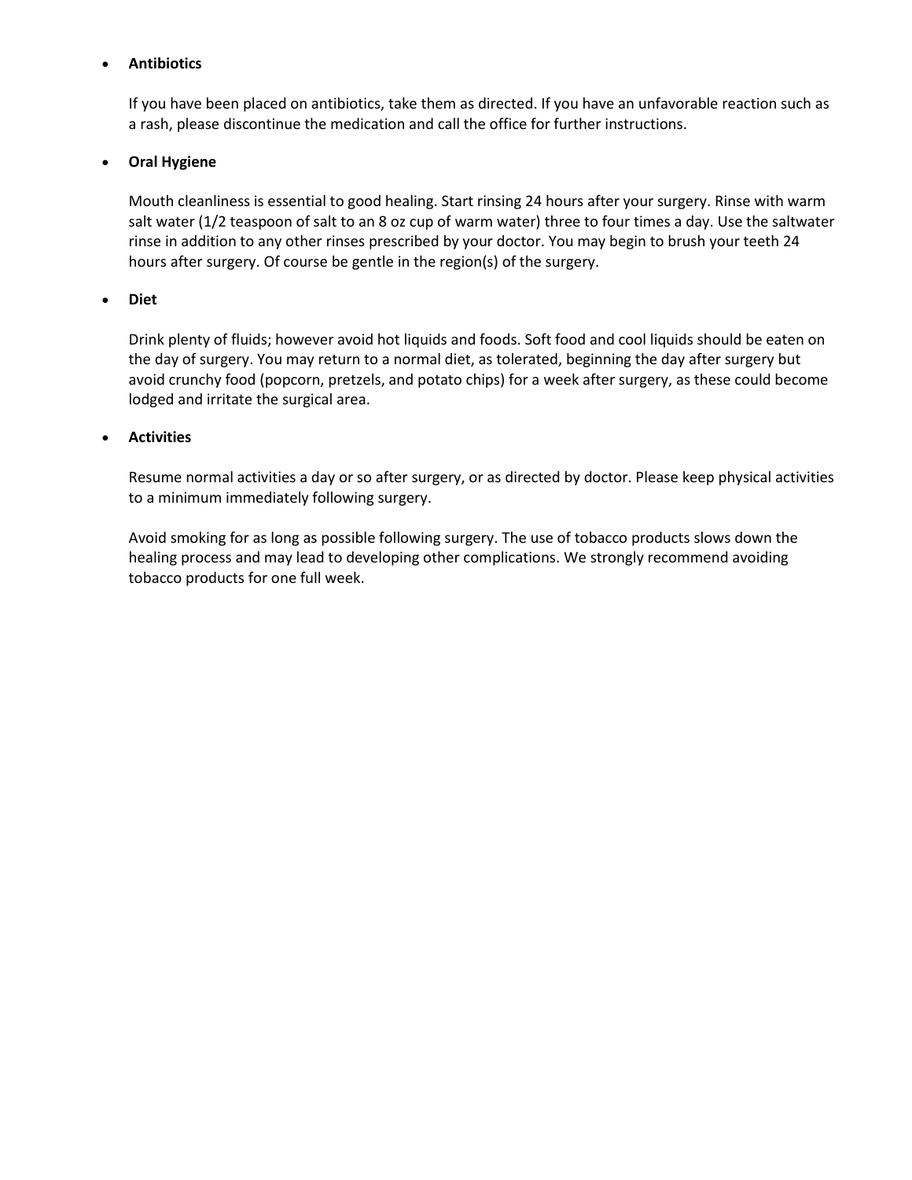- **Antibiotics**

  If you have been placed on antibiotics, take them as directed. If you have an unfavorable reaction such as a rash, please discontinue the medication and call the office for further instructions.

- **Oral Hygiene**

  Mouth cleanliness is essential to good healing. Start rinsing 24 hours after your surgery. Rinse with warm salt water (1/2 teaspoon of salt to an 8 oz cup of warm water) three to four times a day. Use the saltwater rinse in addition to any other rinses prescribed by your doctor. You may begin to brush your teeth 24 hours after surgery. Of course be gentle in the region(s) of the surgery.

- **Diet**

  Drink plenty of fluids; however avoid hot liquids and foods. Soft food and cool liquids should be eaten on the day of surgery. You may return to a normal diet, as tolerated, beginning the day after surgery but avoid crunchy food (popcorn, pretzels, and potato chips) for a week after surgery, as these could become lodged and irritate the surgical area.

- **Activities**

  Resume normal activities a day or so after surgery, or as directed by doctor. Please keep physical activities to a minimum immediately following surgery.

  Avoid smoking for as long as possible following surgery. The use of tobacco products slows down the healing process and may lead to developing other complications. We strongly recommend avoiding tobacco products for one full week.